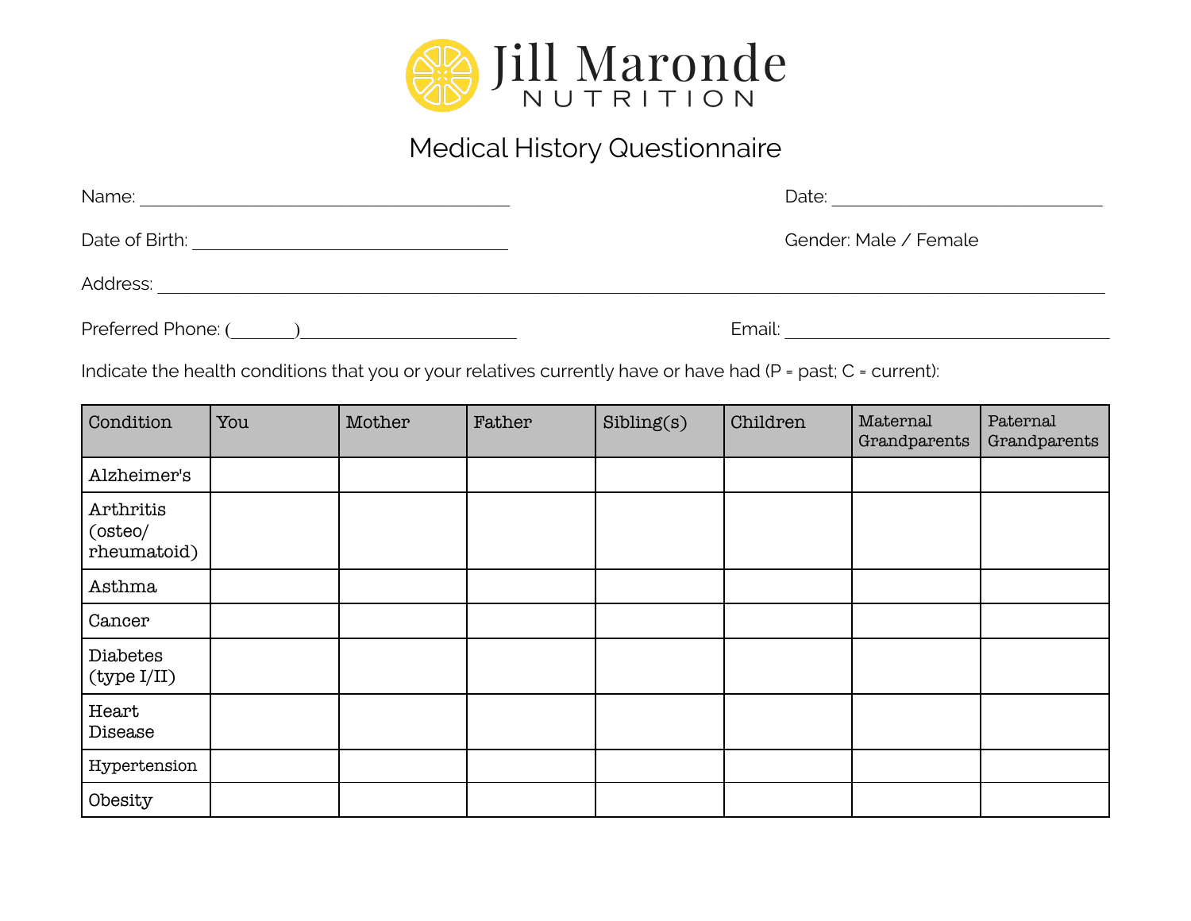# Jill Maronde NUTRITION

## Medical History Questionnaire

Name: ______________________________ Date: ______________________

Date of Birth: __________________________ Gender: Male / Female

Address: ______________________________________________________________________________

Preferred Phone: (______)________________________ Email: __________________________

Indicate the health conditions that you or your relatives currently have or have had (P = past; C = current):

| Condition | You | Mother | Father | Sibling(s) | Children | Maternal Grandparents | Paternal Grandparents |
|---|---|---|---|---|---|---|---|
| Alzheimer's | | | | | | | |
| Arthritis (osteo/ rheumatoid) | | | | | | | |
| Asthma | | | | | | | |
| Cancer | | | | | | | |
| Diabetes (type I/II) | | | | | | | |
| Heart Disease | | | | | | | |
| Hypertension | | | | | | | |
| Obesity | | | | | | | |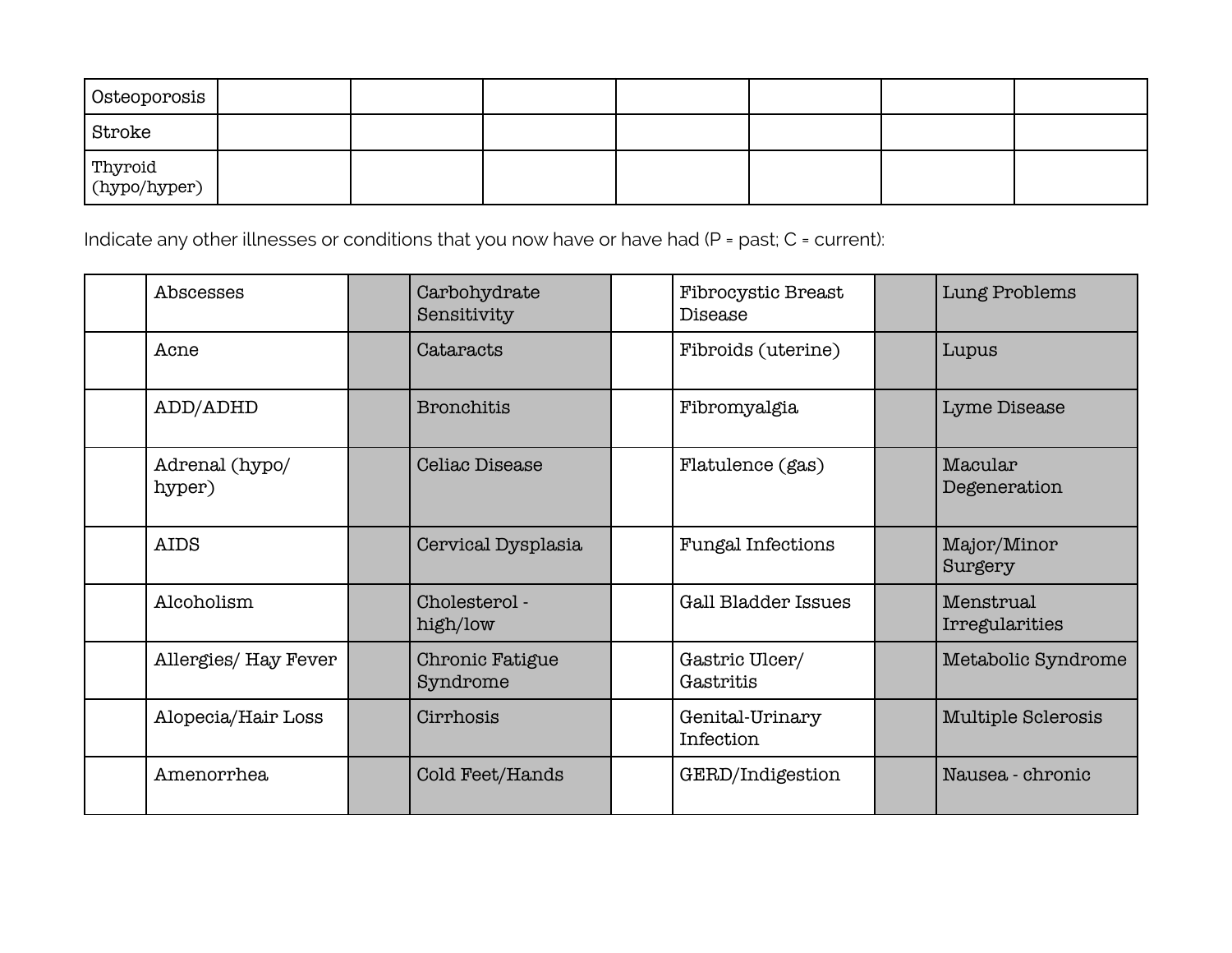| | | | | | | | |
|---|---|---|---|---|---|---|---|
| Osteoporosis | | | | | | | |
| Stroke | | | | | | | |
| Thyroid (hypo/hyper) | | | | | | | |

Indicate any other illnesses or conditions that you now have or have had (P = past; C = current):

| | | | | | | | |
|---|---|---|---|---|---|---|---|
| | Abscesses | | Carbohydrate Sensitivity | | Fibrocystic Breast Disease | | Lung Problems |
| | Acne | | Cataracts | | Fibroids (uterine) | | Lupus |
| | ADD/ADHD | | Bronchitis | | Fibromyalgia | | Lyme Disease |
| | Adrenal (hypo/ hyper) | | Celiac Disease | | Flatulence (gas) | | Macular Degeneration |
| | AIDS | | Cervical Dysplasia | | Fungal Infections | | Major/Minor Surgery |
| | Alcoholism | | Cholesterol - high/low | | Gall Bladder Issues | | Menstrual Irregularities |
| | Allergies/ Hay Fever | | Chronic Fatigue Syndrome | | Gastric Ulcer/ Gastritis | | Metabolic Syndrome |
| | Alopecia/Hair Loss | | Cirrhosis | | Genital-Urinary Infection | | Multiple Sclerosis |
| | Amenorrhea | | Cold Feet/Hands | | GERD/Indigestion | | Nausea - chronic |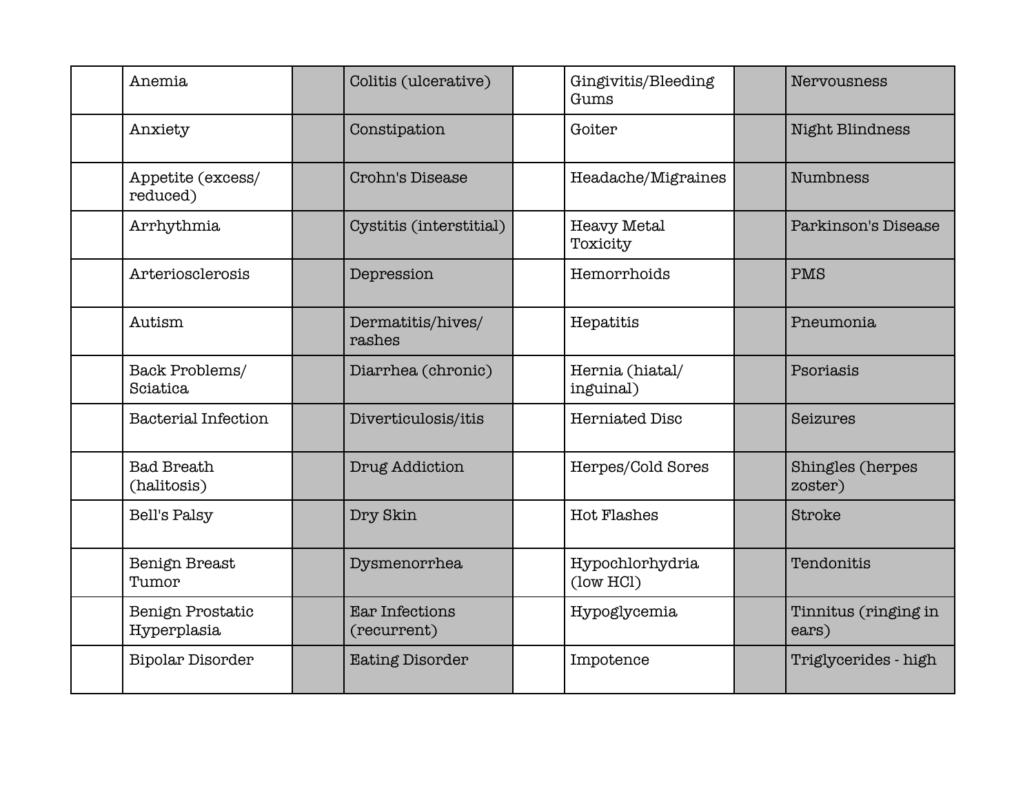| | | | | | | | |
|---|---|---|---|---|---|---|---|
| | Anemia | | Colitis (ulcerative) | | Gingivitis/Bleeding Gums | | Nervousness |
| | Anxiety | | Constipation | | Goiter | | Night Blindness |
| | Appetite (excess/ reduced) | | Crohn's Disease | | Headache/Migraines | | Numbness |
| | Arrhythmia | | Cystitis (interstitial) | | Heavy Metal Toxicity | | Parkinson's Disease |
| | Arteriosclerosis | | Depression | | Hemorrhoids | | PMS |
| | Autism | | Dermatitis/hives/ rashes | | Hepatitis | | Pneumonia |
| | Back Problems/ Sciatica | | Diarrhea (chronic) | | Hernia (hiatal/ inguinal) | | Psoriasis |
| | Bacterial Infection | | Diverticulosis/itis | | Herniated Disc | | Seizures |
| | Bad Breath (halitosis) | | Drug Addiction | | Herpes/Cold Sores | | Shingles (herpes zoster) |
| | Bell's Palsy | | Dry Skin | | Hot Flashes | | Stroke |
| | Benign Breast Tumor | | Dysmenorrhea | | Hypochlorhydria (low HCl) | | Tendonitis |
| | Benign Prostatic Hyperplasia | | Ear Infections (recurrent) | | Hypoglycemia | | Tinnitus (ringing in ears) |
| | Bipolar Disorder | | Eating Disorder | | Impotence | | Triglycerides - high |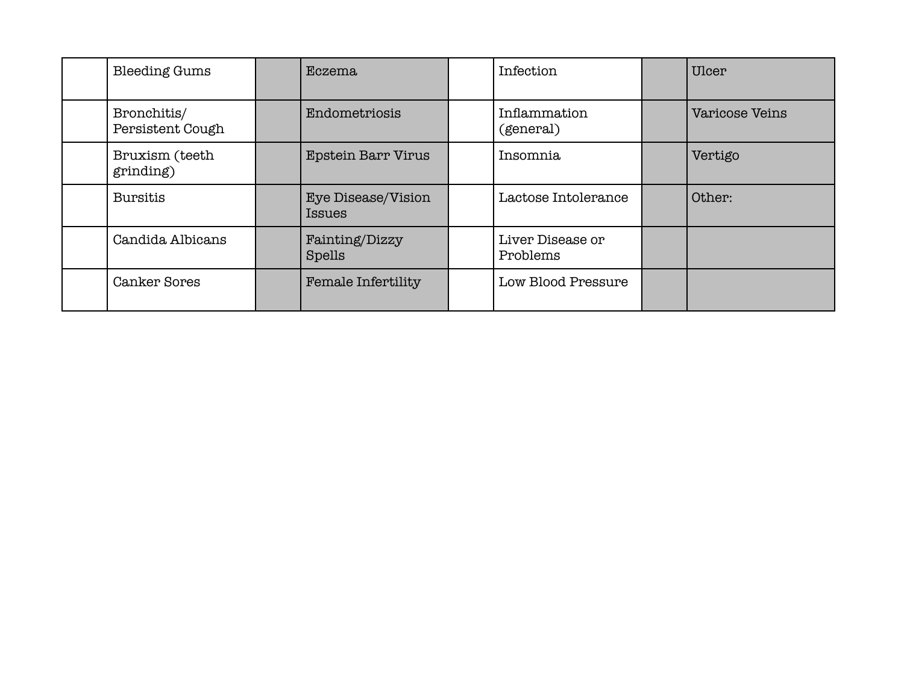| | | | | | | | |
|---|---|---|---|---|---|---|---|
| | Bleeding Gums | | Eczema | | Infection | | Ulcer |
| | Bronchitis/ Persistent Cough | | Endometriosis | | Inflammation (general) | | Varicose Veins |
| | Bruxism (teeth grinding) | | Epstein Barr Virus | | Insomnia | | Vertigo |
| | Bursitis | | Eye Disease/Vision Issues | | Lactose Intolerance | | Other: |
| | Candida Albicans | | Fainting/Dizzy Spells | | Liver Disease or Problems | | |
| | Canker Sores | | Female Infertility | | Low Blood Pressure | | |